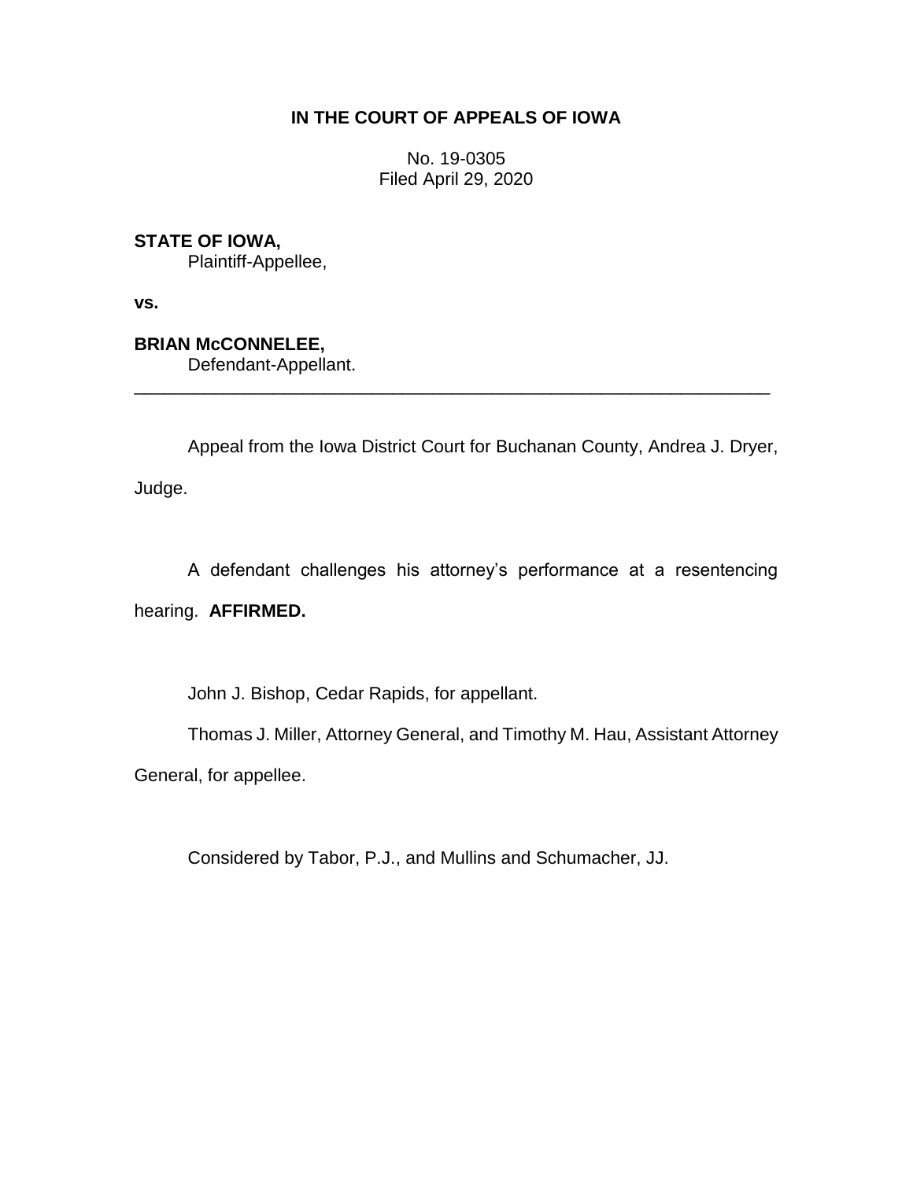# IN THE COURT OF APPEALS OF IOWA

No. 19-0305
Filed April 29, 2020

**STATE OF IOWA,**
Plaintiff-Appellee,

**vs.**

**BRIAN McCONNELEE,**
Defendant-Appellant.

---

Appeal from the Iowa District Court for Buchanan County, Andrea J. Dryer, Judge.

A defendant challenges his attorney's performance at a resentencing hearing. **AFFIRMED.**

John J. Bishop, Cedar Rapids, for appellant.

Thomas J. Miller, Attorney General, and Timothy M. Hau, Assistant Attorney General, for appellee.

Considered by Tabor, P.J., and Mullins and Schumacher, JJ.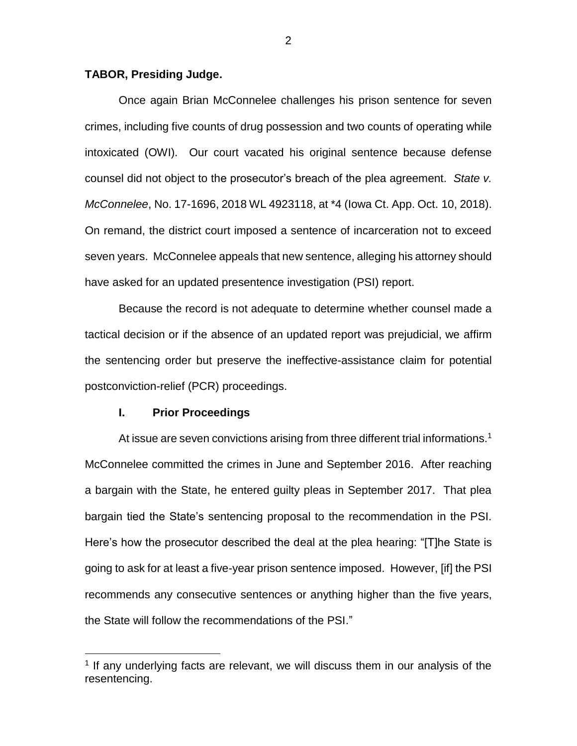**TABOR, Presiding Judge.**

Once again Brian McConnelee challenges his prison sentence for seven crimes, including five counts of drug possession and two counts of operating while intoxicated (OWI). Our court vacated his original sentence because defense counsel did not object to the prosecutor's breach of the plea agreement. *State v. McConnelee*, No. 17-1696, 2018 WL 4923118, at *4 (Iowa Ct. App. Oct. 10, 2018). On remand, the district court imposed a sentence of incarceration not to exceed seven years. McConnelee appeals that new sentence, alleging his attorney should have asked for an updated presentence investigation (PSI) report.

Because the record is not adequate to determine whether counsel made a tactical decision or if the absence of an updated report was prejudicial, we affirm the sentencing order but preserve the ineffective-assistance claim for potential postconviction-relief (PCR) proceedings.

## I. Prior Proceedings

At issue are seven convictions arising from three different trial informations.[1] McConnelee committed the crimes in June and September 2016. After reaching a bargain with the State, he entered guilty pleas in September 2017. That plea bargain tied the State's sentencing proposal to the recommendation in the PSI. Here's how the prosecutor described the deal at the plea hearing: "[T]he State is going to ask for at least a five-year prison sentence imposed. However, [if] the PSI recommends any consecutive sentences or anything higher than the five years, the State will follow the recommendations of the PSI."

[1] If any underlying facts are relevant, we will discuss them in our analysis of the resentencing.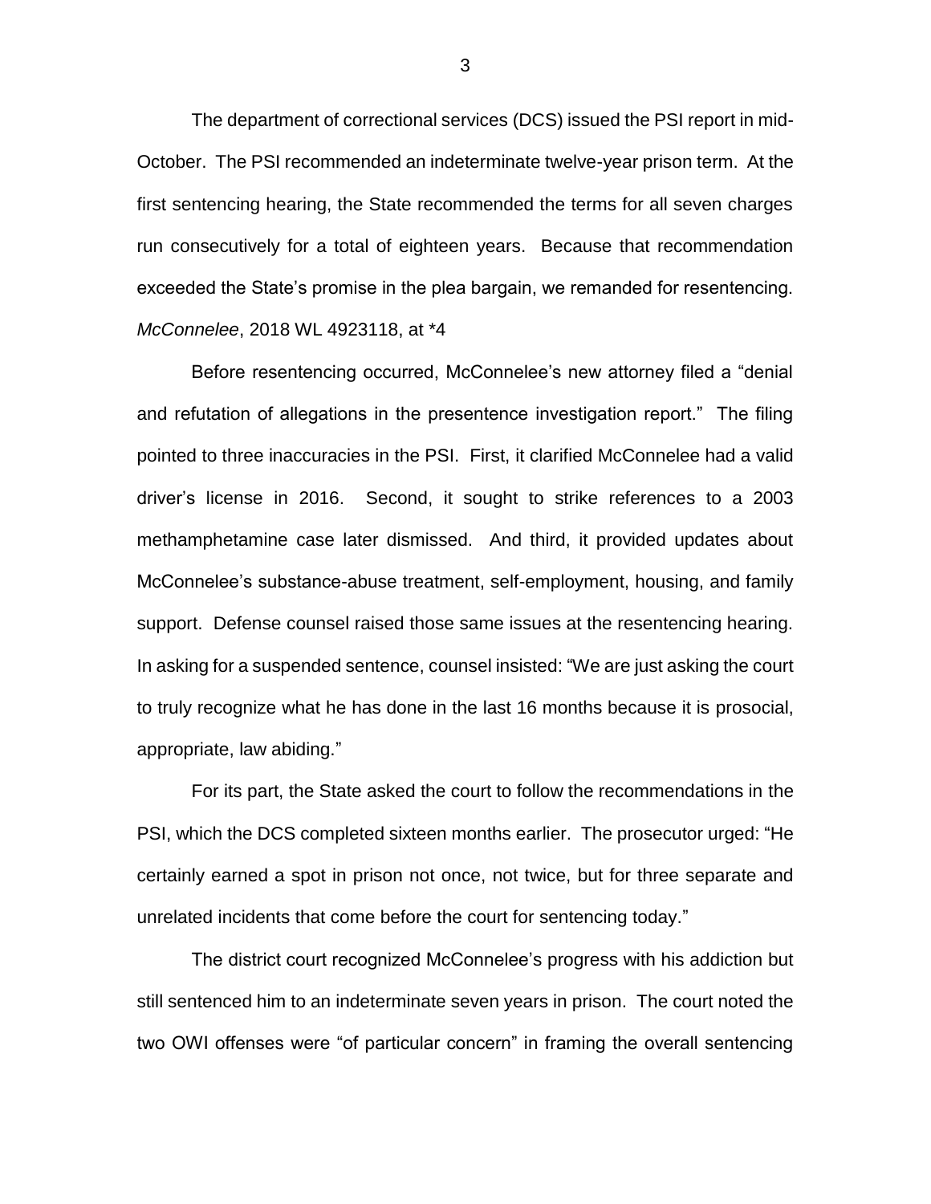The department of correctional services (DCS) issued the PSI report in mid-October. The PSI recommended an indeterminate twelve-year prison term. At the first sentencing hearing, the State recommended the terms for all seven charges run consecutively for a total of eighteen years. Because that recommendation exceeded the State's promise in the plea bargain, we remanded for resentencing. *McConnelee*, 2018 WL 4923118, at *4

Before resentencing occurred, McConnelee's new attorney filed a "denial and refutation of allegations in the presentence investigation report." The filing pointed to three inaccuracies in the PSI. First, it clarified McConnelee had a valid driver's license in 2016. Second, it sought to strike references to a 2003 methamphetamine case later dismissed. And third, it provided updates about McConnelee's substance-abuse treatment, self-employment, housing, and family support. Defense counsel raised those same issues at the resentencing hearing. In asking for a suspended sentence, counsel insisted: "We are just asking the court to truly recognize what he has done in the last 16 months because it is prosocial, appropriate, law abiding."

For its part, the State asked the court to follow the recommendations in the PSI, which the DCS completed sixteen months earlier. The prosecutor urged: "He certainly earned a spot in prison not once, not twice, but for three separate and unrelated incidents that come before the court for sentencing today."

The district court recognized McConnelee's progress with his addiction but still sentenced him to an indeterminate seven years in prison. The court noted the two OWI offenses were "of particular concern" in framing the overall sentencing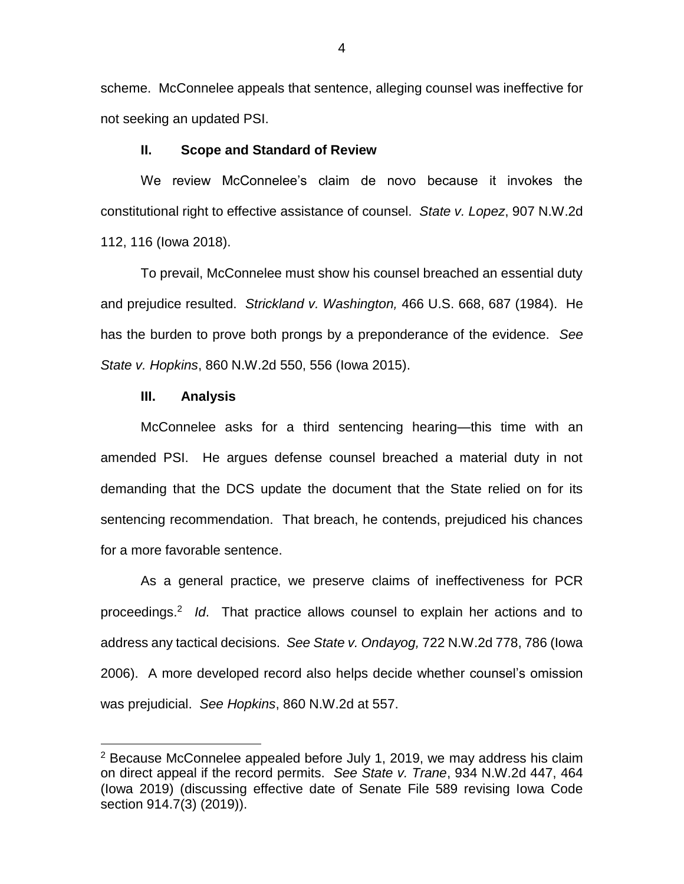scheme. McConnelee appeals that sentence, alleging counsel was ineffective for not seeking an updated PSI.

## II. Scope and Standard of Review

We review McConnelee's claim de novo because it invokes the constitutional right to effective assistance of counsel. *State v. Lopez*, 907 N.W.2d 112, 116 (Iowa 2018).

To prevail, McConnelee must show his counsel breached an essential duty and prejudice resulted. *Strickland v. Washington,* 466 U.S. 668, 687 (1984). He has the burden to prove both prongs by a preponderance of the evidence. *See State v. Hopkins*, 860 N.W.2d 550, 556 (Iowa 2015).

## III. Analysis

McConnelee asks for a third sentencing hearing—this time with an amended PSI. He argues defense counsel breached a material duty in not demanding that the DCS update the document that the State relied on for its sentencing recommendation. That breach, he contends, prejudiced his chances for a more favorable sentence.

As a general practice, we preserve claims of ineffectiveness for PCR proceedings.[2] *Id*. That practice allows counsel to explain her actions and to address any tactical decisions. *See State v. Ondayog,* 722 N.W.2d 778, 786 (Iowa 2006). A more developed record also helps decide whether counsel's omission was prejudicial. *See Hopkins*, 860 N.W.2d at 557.

---

[2] Because McConnelee appealed before July 1, 2019, we may address his claim on direct appeal if the record permits. *See State v. Trane*, 934 N.W.2d 447, 464 (Iowa 2019) (discussing effective date of Senate File 589 revising Iowa Code section 914.7(3) (2019)).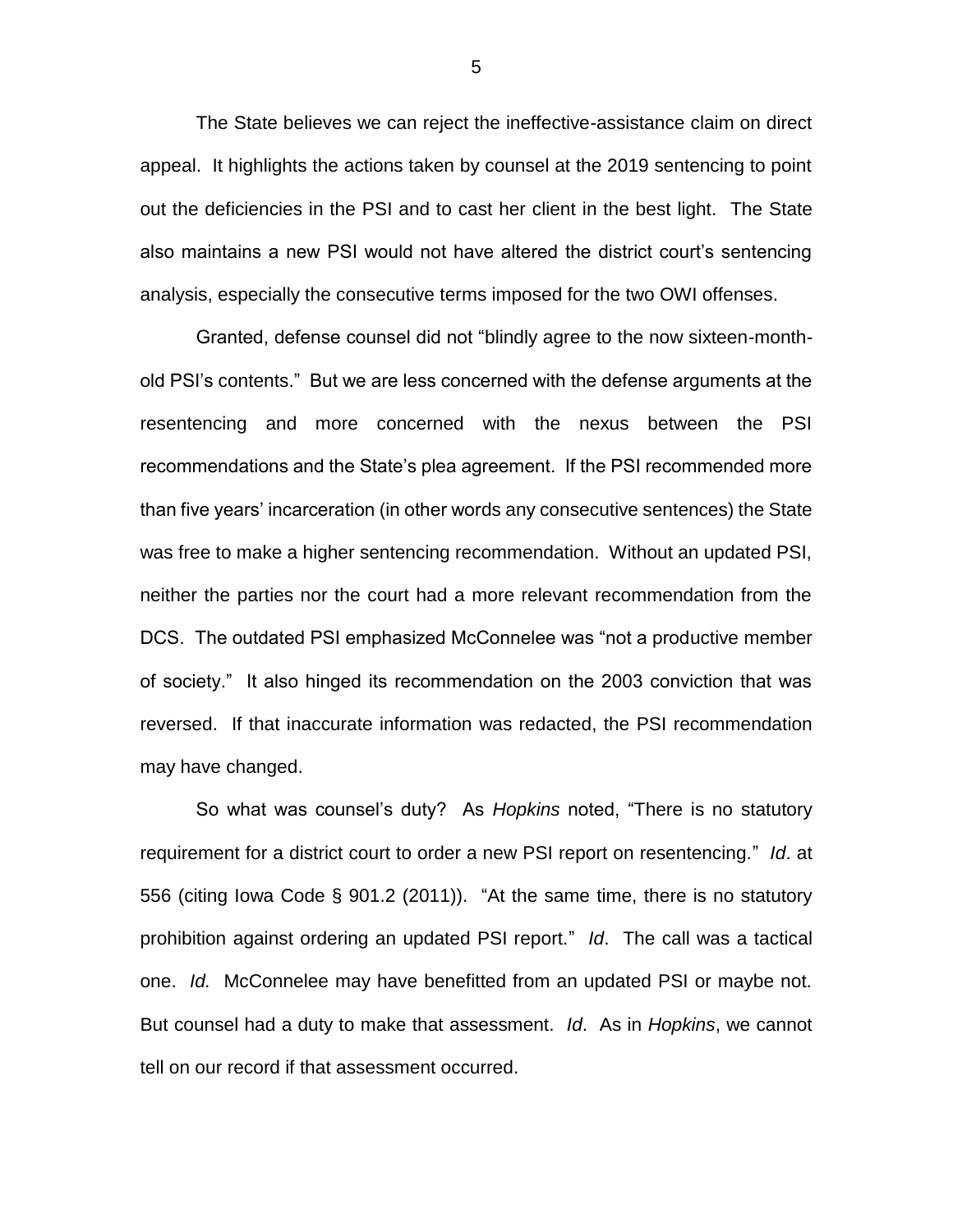The State believes we can reject the ineffective-assistance claim on direct appeal. It highlights the actions taken by counsel at the 2019 sentencing to point out the deficiencies in the PSI and to cast her client in the best light. The State also maintains a new PSI would not have altered the district court's sentencing analysis, especially the consecutive terms imposed for the two OWI offenses.

Granted, defense counsel did not "blindly agree to the now sixteen-month-old PSI's contents." But we are less concerned with the defense arguments at the resentencing and more concerned with the nexus between the PSI recommendations and the State's plea agreement. If the PSI recommended more than five years' incarceration (in other words any consecutive sentences) the State was free to make a higher sentencing recommendation. Without an updated PSI, neither the parties nor the court had a more relevant recommendation from the DCS. The outdated PSI emphasized McConnelee was "not a productive member of society." It also hinged its recommendation on the 2003 conviction that was reversed. If that inaccurate information was redacted, the PSI recommendation may have changed.

So what was counsel's duty? As *Hopkins* noted, "There is no statutory requirement for a district court to order a new PSI report on resentencing." *Id*. at 556 (citing Iowa Code § 901.2 (2011)). "At the same time, there is no statutory prohibition against ordering an updated PSI report." *Id*. The call was a tactical one. *Id.* McConnelee may have benefitted from an updated PSI or maybe not. But counsel had a duty to make that assessment. *Id*. As in *Hopkins*, we cannot tell on our record if that assessment occurred.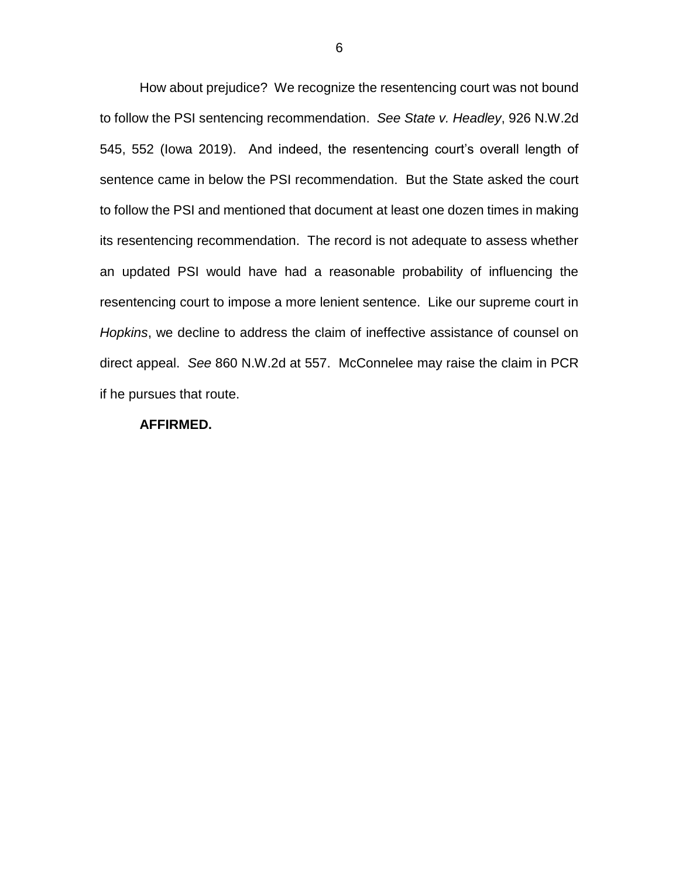How about prejudice? We recognize the resentencing court was not bound to follow the PSI sentencing recommendation. *See State v. Headley*, 926 N.W.2d 545, 552 (Iowa 2019). And indeed, the resentencing court's overall length of sentence came in below the PSI recommendation. But the State asked the court to follow the PSI and mentioned that document at least one dozen times in making its resentencing recommendation. The record is not adequate to assess whether an updated PSI would have had a reasonable probability of influencing the resentencing court to impose a more lenient sentence. Like our supreme court in *Hopkins*, we decline to address the claim of ineffective assistance of counsel on direct appeal. *See* 860 N.W.2d at 557. McConnelee may raise the claim in PCR if he pursues that route.

**AFFIRMED.**